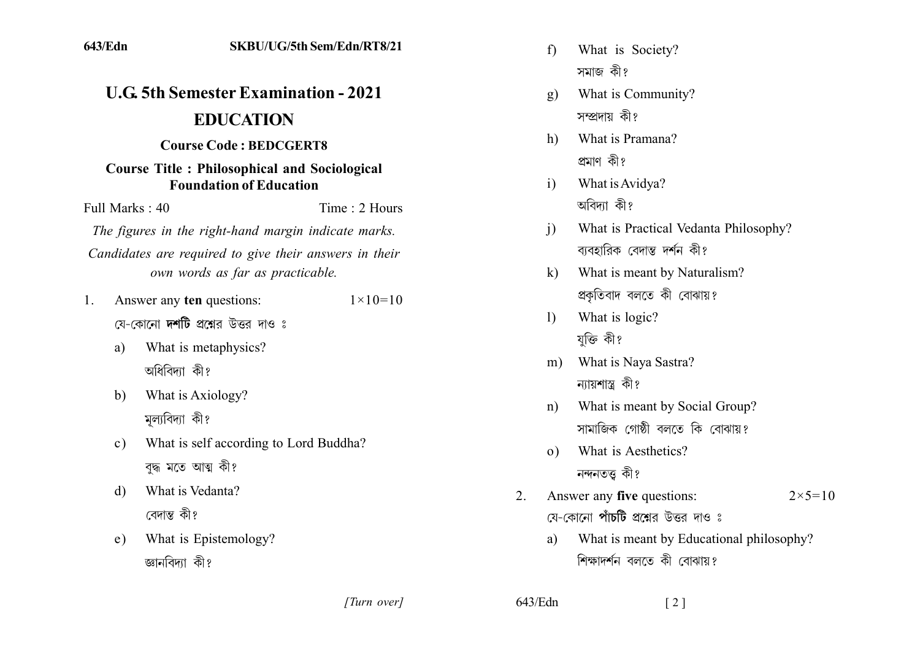643/Edn SKBU/UG/5th Sem/Edn/RT8/21

# U.G. 5th Semester Examination - 2021

## EDUCATION

**Course Code : BEDCGERT8**

**Course Title : Philosophical and Sociological Foundation of Education**

Full Marks : 40 Time : 2 Hours

*The figures in the right-hand margin indicate marks.*

*Candidates are required to give their answers in their own words as far as practicable.*

1. Answer any **ten** questions: $1\times10=10$

   যে-কোনো **দশটি** প্রশ্নের উত্তর দাও ঃ

   a) What is metaphysics?
   অধিবিদ্যা কী?

   b) What is Axiology?
   মূল্যবিদ্যা কী?

   c) What is self according to Lord Buddha?
   বুদ্ধ মতে আত্ম কী?

   d) What is Vedanta?
   বেদান্ত কী?

   e) What is Epistemology?
   জ্ঞানবিদ্যা কী?

   f) What is Society?
   সমাজ কী?

   g) What is Community?
   সম্প্রদায় কী?

   h) What is Pramana?
   প্রমাণ কী?

   i) What is Avidya?
   অবিদ্যা কী?

   j) What is Practical Vedanta Philosophy?
   ব্যবহারিক বেদান্ত দর্শন কী?

   k) What is meant by Naturalism?
   প্রকৃতিবাদ বলতে কী বোঝায়?

   l) What is logic?
   যুক্তি কী?

   m) What is Naya Sastra?
   ন্যায়শাস্ত্র কী?

   n) What is meant by Social Group?
   সামাজিক গোষ্ঠী বলতে কি বোঝায়?

   o) What is Aesthetics?
   নন্দনতত্ত্ব কী?

2. Answer any **five** questions: $2\times5=10$

   যে-কোনো **পাঁচটি** প্রশ্নের উত্তর দাও ঃ

   a) What is meant by Educational philosophy?
   শিক্ষাদর্শন বলতে কী বোঝায়?

*[Turn over]*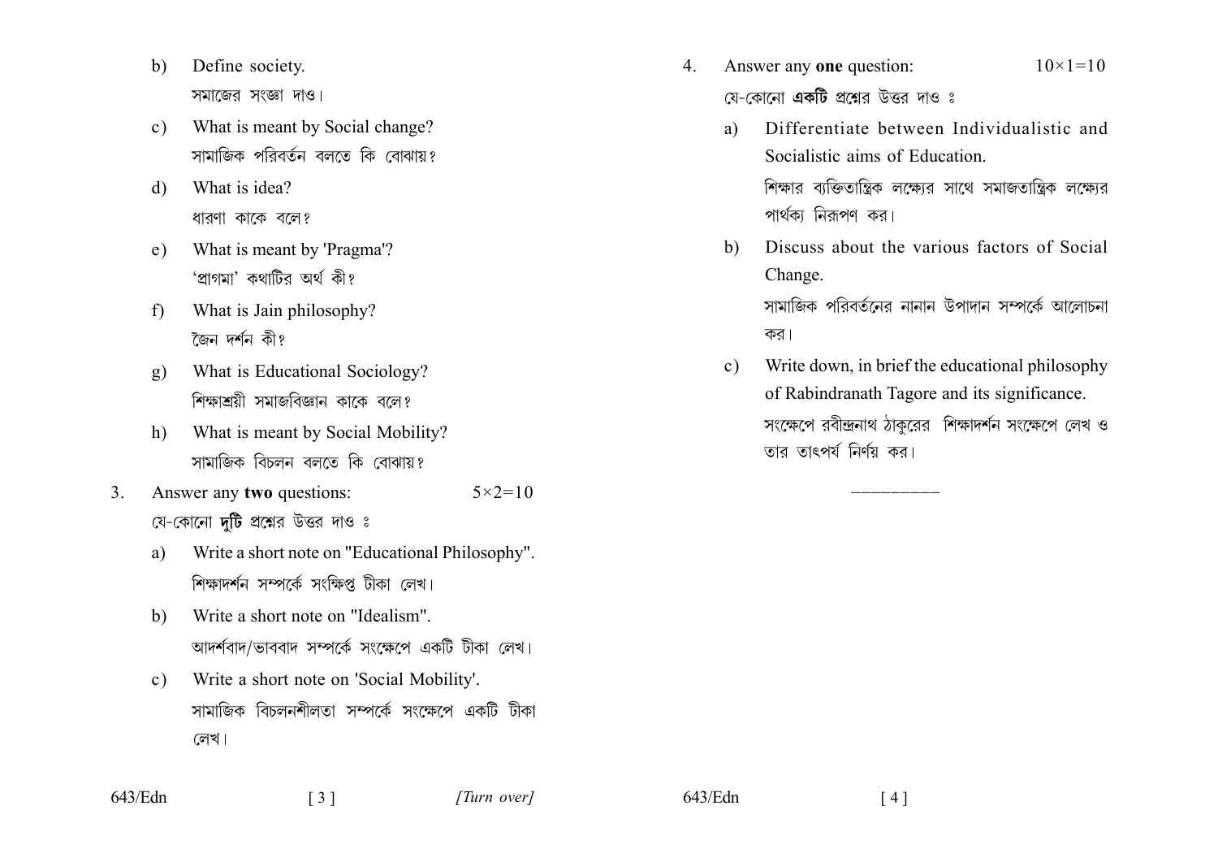b) Define society.
সমাজের সংজ্ঞা দাও।

c) What is meant by Social change?
সামাজিক পরিবর্তন বলতে কি বোঝায়?

d) What is idea?
ধারণা কাকে বলে?

e) What is meant by 'Pragma'?
'প্রাগমা' কথাটির অর্থ কী?

f) What is Jain philosophy?
জৈন দর্শন কী?

g) What is Educational Sociology?
শিক্ষাশ্রয়ী সমাজবিজ্ঞান কাকে বলে?

h) What is meant by Social Mobility?
সামাজিক বিচলন বলতে কি বোঝায়?

3. Answer any **two** questions: $5\times2=10$
যে-কোনো **দুটি** প্রশ্নের উত্তর দাও ঃ

a) Write a short note on "Educational Philosophy".
শিক্ষাদর্শন সম্পর্কে সংক্ষিপ্ত টীকা লেখ।

b) Write a short note on "Idealism".
আদর্শবাদ/ভাববাদ সম্পর্কে সংক্ষেপে একটি টীকা লেখ।

c) Write a short note on 'Social Mobility'.
সামাজিক বিচলনশীলতা সম্পর্কে সংক্ষেপে একটি টীকা লেখ।

4. Answer any **one** question: $10\times1=10$
যে-কোনো **একটি** প্রশ্নের উত্তর দাও ঃ

a) Differentiate between Individualistic and Socialistic aims of Education.
শিক্ষার ব্যক্তিতান্ত্রিক লক্ষ্যের সাথে সমাজতান্ত্রিক লক্ষ্যের পার্থক্য নিরূপণ কর।

b) Discuss about the various factors of Social Change.
সামাজিক পরিবর্তনের নানান উপাদান সম্পর্কে আলোচনা কর।

c) Write down, in brief the educational philosophy of Rabindranath Tagore and its significance.
সংক্ষেপে রবীন্দ্রনাথ ঠাকুরের শিক্ষাদর্শন সংক্ষেপে লেখ ও তার তাৎপর্য নির্ণয় কর।

---